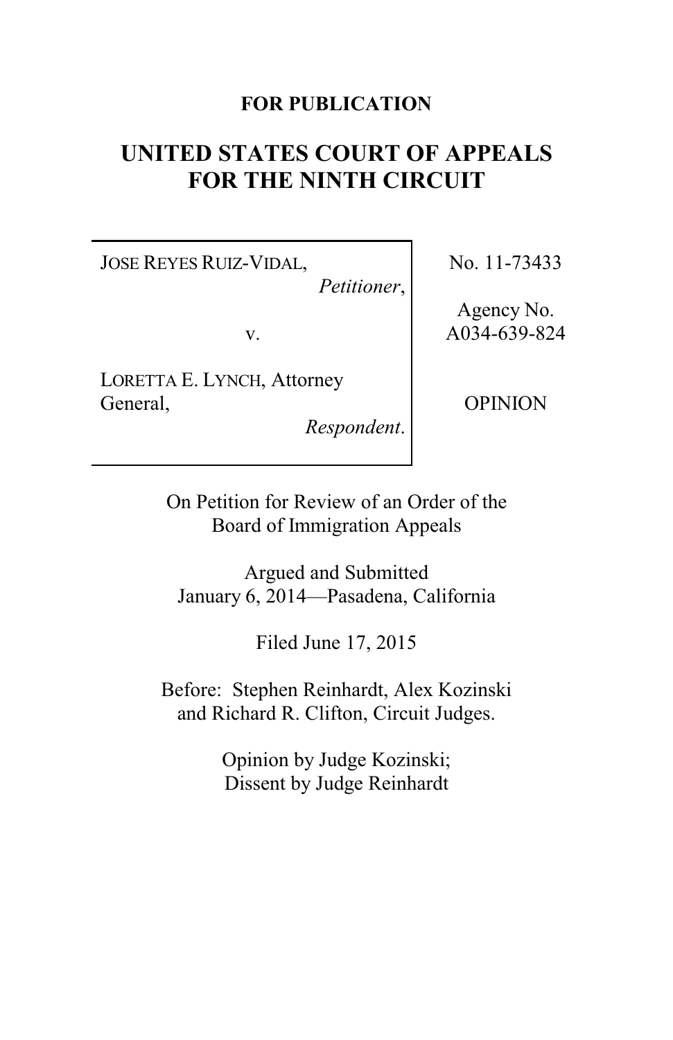**FOR PUBLICATION**

# UNITED STATES COURT OF APPEALS FOR THE NINTH CIRCUIT

| | |
|---|---|
| JOSE REYES RUIZ-VIDAL, *Petitioner*, v. LORETTA E. LYNCH, Attorney General, *Respondent*. | No. 11-73433<br><br>Agency No. A034-639-824<br><br>OPINION |

On Petition for Review of an Order of the Board of Immigration Appeals

Argued and Submitted
January 6, 2014—Pasadena, California

Filed June 17, 2015

Before: Stephen Reinhardt, Alex Kozinski and Richard R. Clifton, Circuit Judges.

Opinion by Judge Kozinski;
Dissent by Judge Reinhardt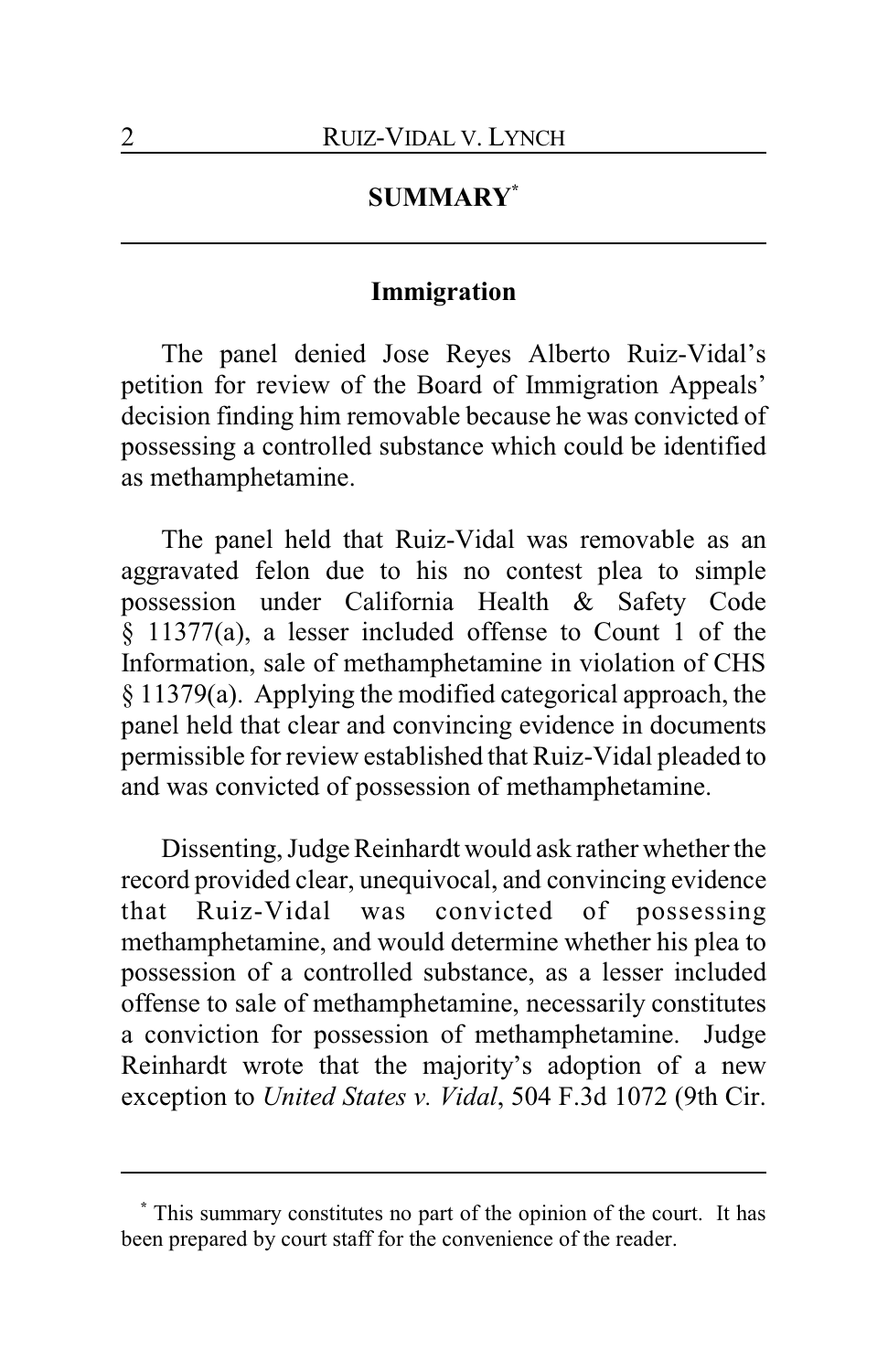## SUMMARY[*]

### Immigration

The panel denied Jose Reyes Alberto Ruiz-Vidal's petition for review of the Board of Immigration Appeals' decision finding him removable because he was convicted of possessing a controlled substance which could be identified as methamphetamine.

The panel held that Ruiz-Vidal was removable as an aggravated felon due to his no contest plea to simple possession under California Health & Safety Code § 11377(a), a lesser included offense to Count 1 of the Information, sale of methamphetamine in violation of CHS § 11379(a). Applying the modified categorical approach, the panel held that clear and convincing evidence in documents permissible for review established that Ruiz-Vidal pleaded to and was convicted of possession of methamphetamine.

Dissenting, Judge Reinhardt would ask rather whether the record provided clear, unequivocal, and convincing evidence that Ruiz-Vidal was convicted of possessing methamphetamine, and would determine whether his plea to possession of a controlled substance, as a lesser included offense to sale of methamphetamine, necessarily constitutes a conviction for possession of methamphetamine. Judge Reinhardt wrote that the majority's adoption of a new exception to *United States v. Vidal*, 504 F.3d 1072 (9th Cir.

---

[*] This summary constitutes no part of the opinion of the court. It has been prepared by court staff for the convenience of the reader.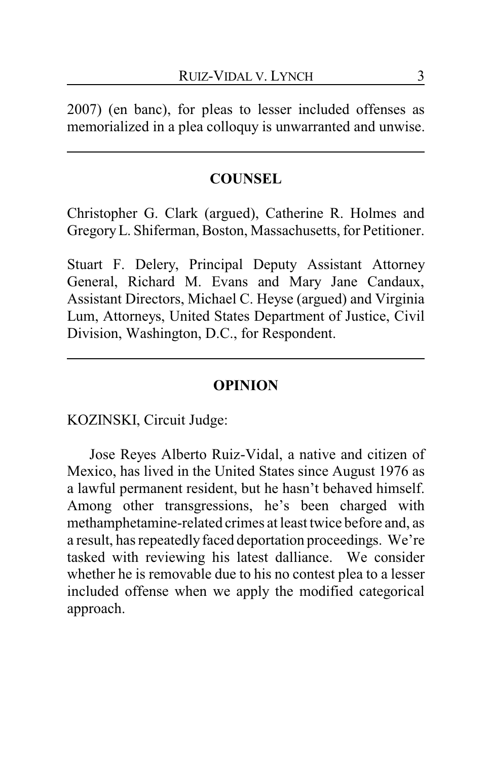2007) (en banc), for pleas to lesser included offenses as memorialized in a plea colloquy is unwarranted and unwise.

---

## COUNSEL

Christopher G. Clark (argued), Catherine R. Holmes and Gregory L. Shiferman, Boston, Massachusetts, for Petitioner.

Stuart F. Delery, Principal Deputy Assistant Attorney General, Richard M. Evans and Mary Jane Candaux, Assistant Directors, Michael C. Heyse (argued) and Virginia Lum, Attorneys, United States Department of Justice, Civil Division, Washington, D.C., for Respondent.

---

## OPINION

KOZINSKI, Circuit Judge:

Jose Reyes Alberto Ruiz-Vidal, a native and citizen of Mexico, has lived in the United States since August 1976 as a lawful permanent resident, but he hasn't behaved himself. Among other transgressions, he's been charged with methamphetamine-related crimes at least twice before and, as a result, has repeatedly faced deportation proceedings. We're tasked with reviewing his latest dalliance. We consider whether he is removable due to his no contest plea to a lesser included offense when we apply the modified categorical approach.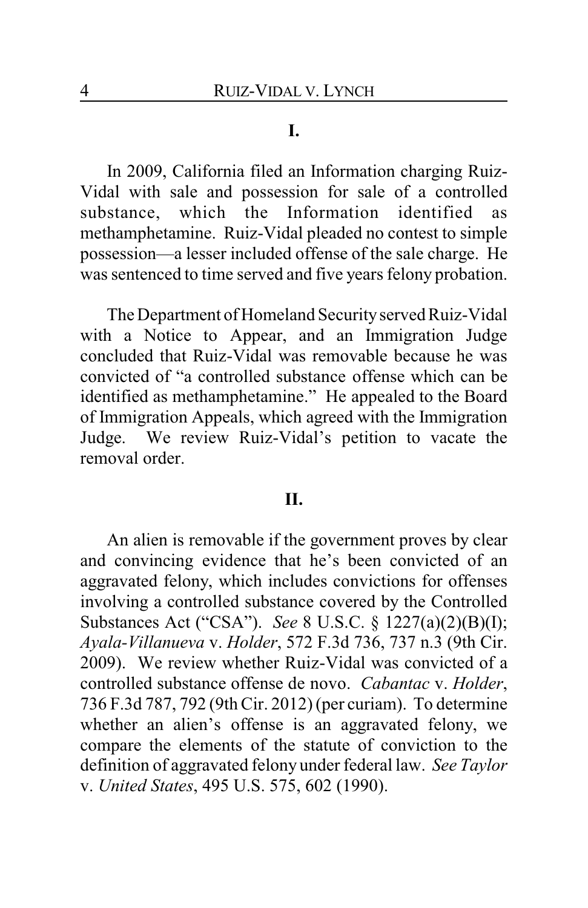**I.**

In 2009, California filed an Information charging Ruiz-Vidal with sale and possession for sale of a controlled substance, which the Information identified as methamphetamine. Ruiz-Vidal pleaded no contest to simple possession—a lesser included offense of the sale charge. He was sentenced to time served and five years felony probation.

The Department of Homeland Security served Ruiz-Vidal with a Notice to Appear, and an Immigration Judge concluded that Ruiz-Vidal was removable because he was convicted of "a controlled substance offense which can be identified as methamphetamine." He appealed to the Board of Immigration Appeals, which agreed with the Immigration Judge. We review Ruiz-Vidal's petition to vacate the removal order.

**II.**

An alien is removable if the government proves by clear and convincing evidence that he's been convicted of an aggravated felony, which includes convictions for offenses involving a controlled substance covered by the Controlled Substances Act ("CSA"). *See* 8 U.S.C. § 1227(a)(2)(B)(I); *Ayala-Villanueva* v. *Holder*, 572 F.3d 736, 737 n.3 (9th Cir. 2009). We review whether Ruiz-Vidal was convicted of a controlled substance offense de novo. *Cabantac* v. *Holder*, 736 F.3d 787, 792 (9th Cir. 2012) (per curiam). To determine whether an alien's offense is an aggravated felony, we compare the elements of the statute of conviction to the definition of aggravated felony under federal law. *See Taylor* v. *United States*, 495 U.S. 575, 602 (1990).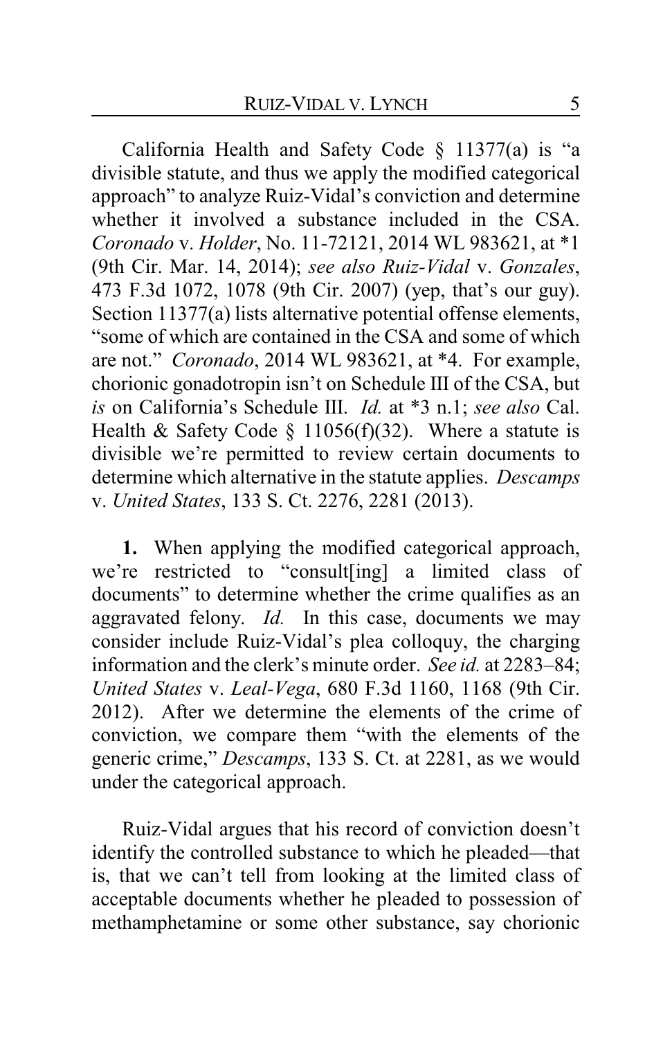California Health and Safety Code § 11377(a) is "a divisible statute, and thus we apply the modified categorical approach" to analyze Ruiz-Vidal's conviction and determine whether it involved a substance included in the CSA. *Coronado* v. *Holder*, No. 11-72121, 2014 WL 983621, at *1 (9th Cir. Mar. 14, 2014); *see also Ruiz-Vidal* v. *Gonzales*, 473 F.3d 1072, 1078 (9th Cir. 2007) (yep, that's our guy). Section 11377(a) lists alternative potential offense elements, "some of which are contained in the CSA and some of which are not." *Coronado*, 2014 WL 983621, at *4. For example, chorionic gonadotropin isn't on Schedule III of the CSA, but *is* on California's Schedule III. *Id.* at *3 n.1; *see also* Cal. Health & Safety Code § 11056(f)(32). Where a statute is divisible we're permitted to review certain documents to determine which alternative in the statute applies. *Descamps* v. *United States*, 133 S. Ct. 2276, 2281 (2013).

**1.** When applying the modified categorical approach, we're restricted to "consult[ing] a limited class of documents" to determine whether the crime qualifies as an aggravated felony. *Id.* In this case, documents we may consider include Ruiz-Vidal's plea colloquy, the charging information and the clerk's minute order. *See id.* at 2283–84; *United States* v. *Leal-Vega*, 680 F.3d 1160, 1168 (9th Cir. 2012). After we determine the elements of the crime of conviction, we compare them "with the elements of the generic crime," *Descamps*, 133 S. Ct. at 2281, as we would under the categorical approach.

Ruiz-Vidal argues that his record of conviction doesn't identify the controlled substance to which he pleaded—that is, that we can't tell from looking at the limited class of acceptable documents whether he pleaded to possession of methamphetamine or some other substance, say chorionic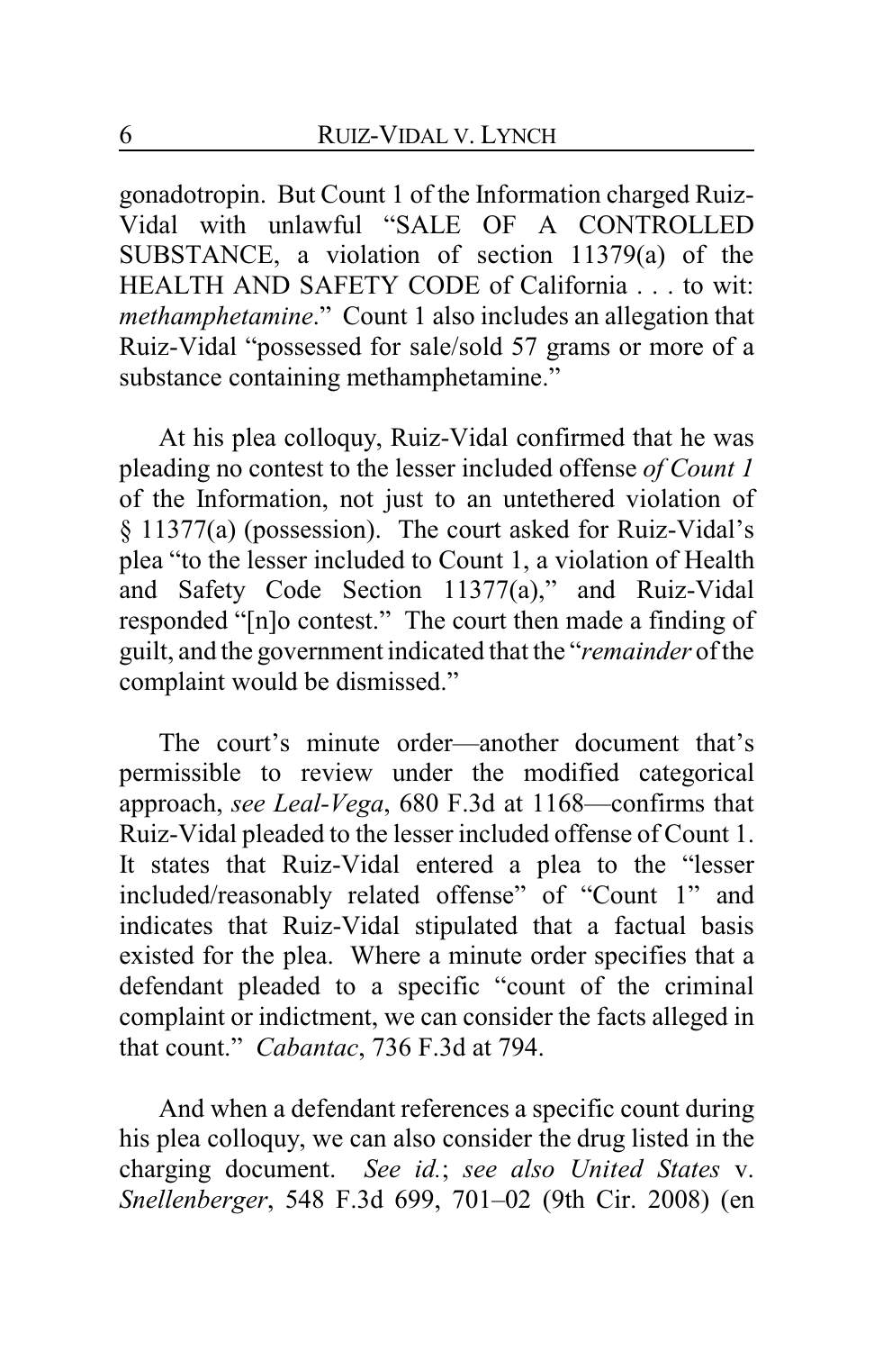gonadotropin. But Count 1 of the Information charged Ruiz-Vidal with unlawful "SALE OF A CONTROLLED SUBSTANCE, a violation of section 11379(a) of the HEALTH AND SAFETY CODE of California . . . to wit: *methamphetamine*." Count 1 also includes an allegation that Ruiz-Vidal "possessed for sale/sold 57 grams or more of a substance containing methamphetamine."

At his plea colloquy, Ruiz-Vidal confirmed that he was pleading no contest to the lesser included offense *of Count 1* of the Information, not just to an untethered violation of § 11377(a) (possession). The court asked for Ruiz-Vidal's plea "to the lesser included to Count 1, a violation of Health and Safety Code Section 11377(a)," and Ruiz-Vidal responded "[n]o contest." The court then made a finding of guilt, and the government indicated that the "*remainder* of the complaint would be dismissed."

The court's minute order—another document that's permissible to review under the modified categorical approach, *see Leal-Vega*, 680 F.3d at 1168—confirms that Ruiz-Vidal pleaded to the lesser included offense of Count 1. It states that Ruiz-Vidal entered a plea to the "lesser included/reasonably related offense" of "Count 1" and indicates that Ruiz-Vidal stipulated that a factual basis existed for the plea. Where a minute order specifies that a defendant pleaded to a specific "count of the criminal complaint or indictment, we can consider the facts alleged in that count." *Cabantac*, 736 F.3d at 794.

And when a defendant references a specific count during his plea colloquy, we can also consider the drug listed in the charging document. *See id.*; *see also United States* v. *Snellenberger*, 548 F.3d 699, 701–02 (9th Cir. 2008) (en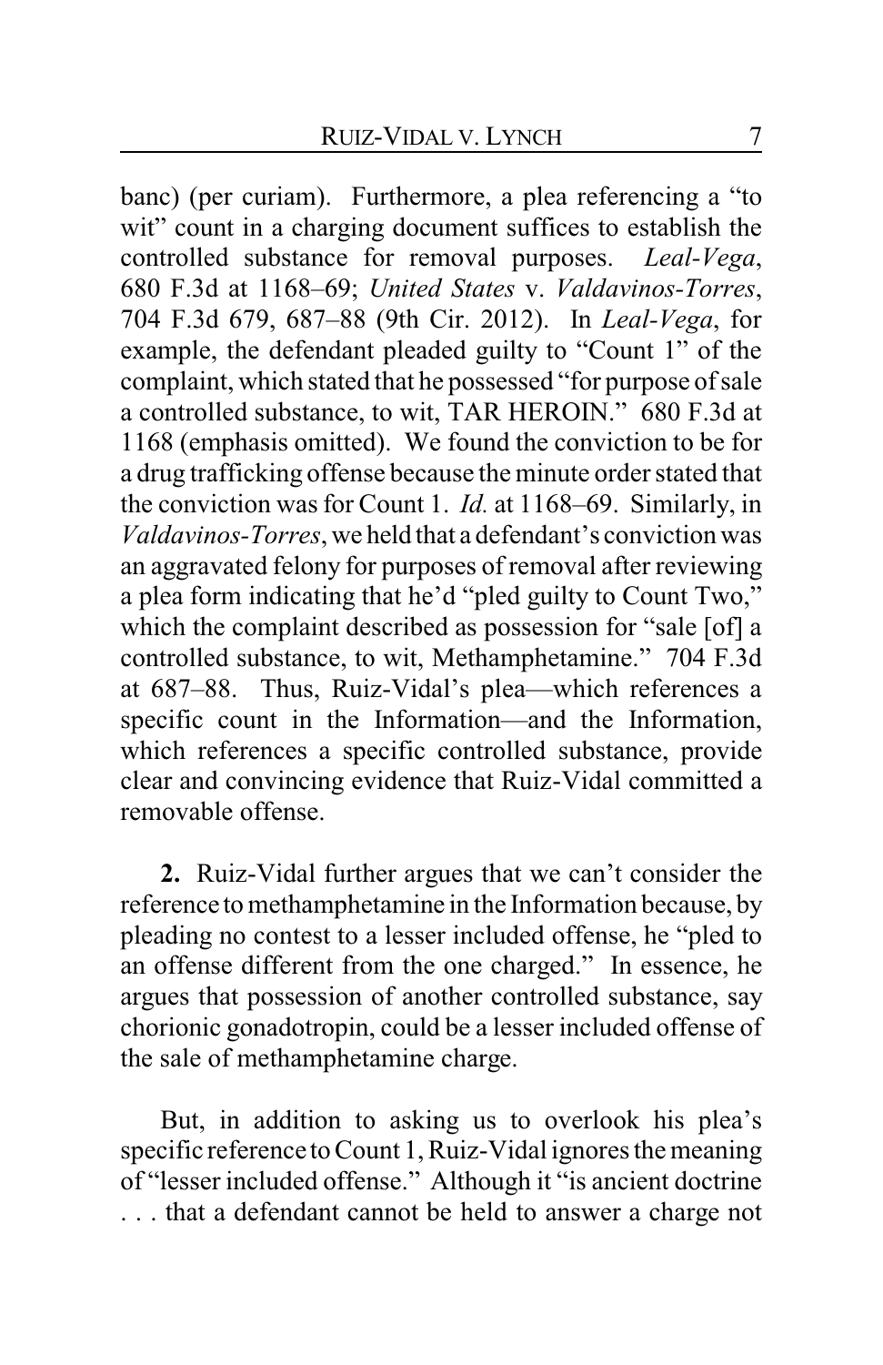banc) (per curiam). Furthermore, a plea referencing a "to wit" count in a charging document suffices to establish the controlled substance for removal purposes. *Leal-Vega*, 680 F.3d at 1168–69; *United States* v. *Valdavinos-Torres*, 704 F.3d 679, 687–88 (9th Cir. 2012). In *Leal-Vega*, for example, the defendant pleaded guilty to "Count 1" of the complaint, which stated that he possessed "for purpose of sale a controlled substance, to wit, TAR HEROIN." 680 F.3d at 1168 (emphasis omitted). We found the conviction to be for a drug trafficking offense because the minute order stated that the conviction was for Count 1. *Id.* at 1168–69. Similarly, in *Valdavinos-Torres*, we held that a defendant's conviction was an aggravated felony for purposes of removal after reviewing a plea form indicating that he'd "pled guilty to Count Two," which the complaint described as possession for "sale [of] a controlled substance, to wit, Methamphetamine." 704 F.3d at 687–88. Thus, Ruiz-Vidal's plea—which references a specific count in the Information—and the Information, which references a specific controlled substance, provide clear and convincing evidence that Ruiz-Vidal committed a removable offense.

**2.** Ruiz-Vidal further argues that we can't consider the reference to methamphetamine in the Information because, by pleading no contest to a lesser included offense, he "pled to an offense different from the one charged." In essence, he argues that possession of another controlled substance, say chorionic gonadotropin, could be a lesser included offense of the sale of methamphetamine charge.

But, in addition to asking us to overlook his plea's specific reference to Count 1, Ruiz-Vidal ignores the meaning of "lesser included offense." Although it "is ancient doctrine . . . that a defendant cannot be held to answer a charge not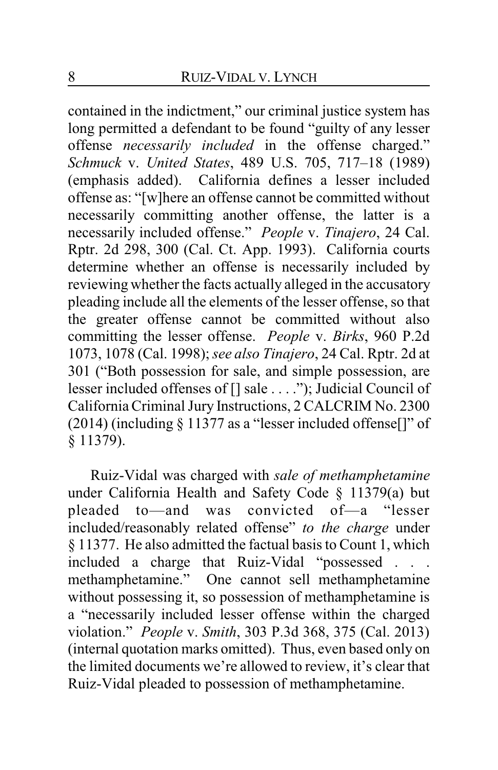contained in the indictment," our criminal justice system has long permitted a defendant to be found "guilty of any lesser offense *necessarily included* in the offense charged." *Schmuck* v. *United States*, 489 U.S. 705, 717–18 (1989) (emphasis added). California defines a lesser included offense as: "[w]here an offense cannot be committed without necessarily committing another offense, the latter is a necessarily included offense." *People* v. *Tinajero*, 24 Cal. Rptr. 2d 298, 300 (Cal. Ct. App. 1993). California courts determine whether an offense is necessarily included by reviewing whether the facts actually alleged in the accusatory pleading include all the elements of the lesser offense, so that the greater offense cannot be committed without also committing the lesser offense. *People* v. *Birks*, 960 P.2d 1073, 1078 (Cal. 1998); *see also Tinajero*, 24 Cal. Rptr. 2d at 301 ("Both possession for sale, and simple possession, are lesser included offenses of [] sale . . . ."); Judicial Council of California Criminal Jury Instructions, 2 CALCRIM No. 2300 (2014) (including § 11377 as a "lesser included offense[]" of § 11379).

Ruiz-Vidal was charged with *sale of methamphetamine* under California Health and Safety Code § 11379(a) but pleaded to—and was convicted of—a "lesser included/reasonably related offense" *to the charge* under § 11377. He also admitted the factual basis to Count 1, which included a charge that Ruiz-Vidal "possessed . . . methamphetamine." One cannot sell methamphetamine without possessing it, so possession of methamphetamine is a "necessarily included lesser offense within the charged violation." *People* v. *Smith*, 303 P.3d 368, 375 (Cal. 2013) (internal quotation marks omitted). Thus, even based only on the limited documents we're allowed to review, it's clear that Ruiz-Vidal pleaded to possession of methamphetamine.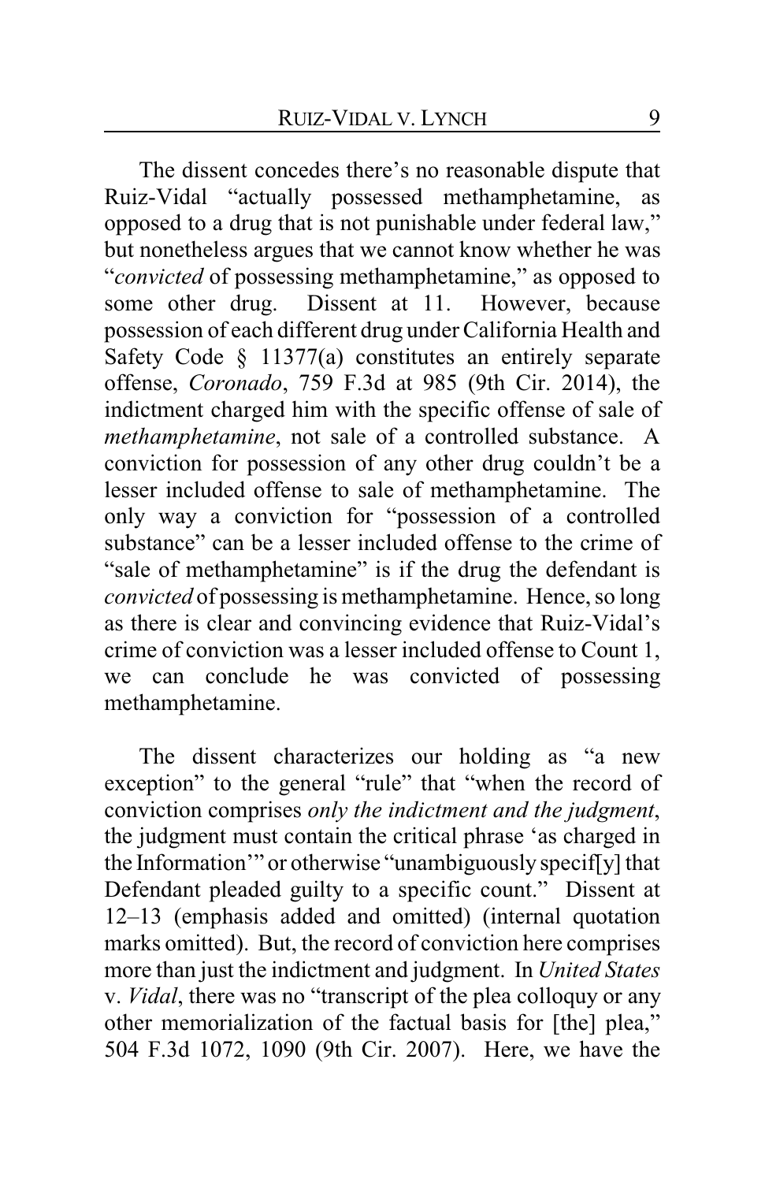The dissent concedes there's no reasonable dispute that Ruiz-Vidal "actually possessed methamphetamine, as opposed to a drug that is not punishable under federal law," but nonetheless argues that we cannot know whether he was "*convicted* of possessing methamphetamine," as opposed to some other drug. Dissent at 11. However, because possession of each different drug under California Health and Safety Code § 11377(a) constitutes an entirely separate offense, *Coronado*, 759 F.3d at 985 (9th Cir. 2014), the indictment charged him with the specific offense of sale of *methamphetamine*, not sale of a controlled substance. A conviction for possession of any other drug couldn't be a lesser included offense to sale of methamphetamine. The only way a conviction for "possession of a controlled substance" can be a lesser included offense to the crime of "sale of methamphetamine" is if the drug the defendant is *convicted* of possessing is methamphetamine. Hence, so long as there is clear and convincing evidence that Ruiz-Vidal's crime of conviction was a lesser included offense to Count 1, we can conclude he was convicted of possessing methamphetamine.

The dissent characterizes our holding as "a new exception" to the general "rule" that "when the record of conviction comprises *only the indictment and the judgment*, the judgment must contain the critical phrase 'as charged in the Information'" or otherwise "unambiguously specif[y] that Defendant pleaded guilty to a specific count." Dissent at 12–13 (emphasis added and omitted) (internal quotation marks omitted). But, the record of conviction here comprises more than just the indictment and judgment. In *United States* v. *Vidal*, there was no "transcript of the plea colloquy or any other memorialization of the factual basis for [the] plea," 504 F.3d 1072, 1090 (9th Cir. 2007). Here, we have the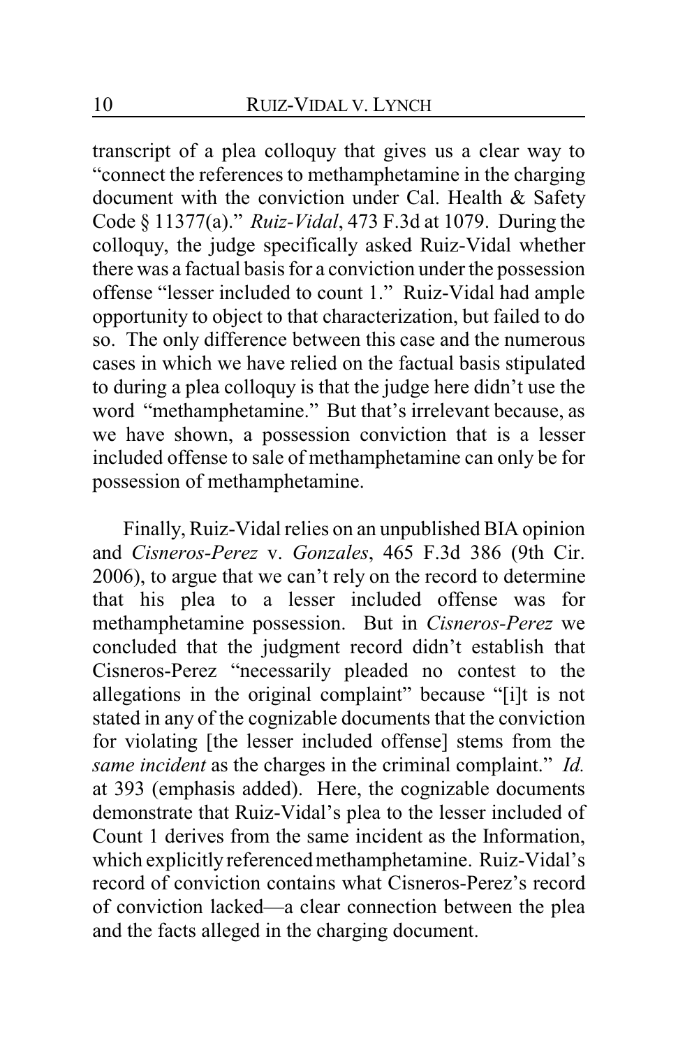transcript of a plea colloquy that gives us a clear way to "connect the references to methamphetamine in the charging document with the conviction under Cal. Health & Safety Code § 11377(a)." *Ruiz-Vidal*, 473 F.3d at 1079. During the colloquy, the judge specifically asked Ruiz-Vidal whether there was a factual basis for a conviction under the possession offense "lesser included to count 1." Ruiz-Vidal had ample opportunity to object to that characterization, but failed to do so. The only difference between this case and the numerous cases in which we have relied on the factual basis stipulated to during a plea colloquy is that the judge here didn't use the word "methamphetamine." But that's irrelevant because, as we have shown, a possession conviction that is a lesser included offense to sale of methamphetamine can only be for possession of methamphetamine.

Finally, Ruiz-Vidal relies on an unpublished BIA opinion and *Cisneros-Perez* v. *Gonzales*, 465 F.3d 386 (9th Cir. 2006), to argue that we can't rely on the record to determine that his plea to a lesser included offense was for methamphetamine possession. But in *Cisneros-Perez* we concluded that the judgment record didn't establish that Cisneros-Perez "necessarily pleaded no contest to the allegations in the original complaint" because "[i]t is not stated in any of the cognizable documents that the conviction for violating [the lesser included offense] stems from the *same incident* as the charges in the criminal complaint." *Id.* at 393 (emphasis added). Here, the cognizable documents demonstrate that Ruiz-Vidal's plea to the lesser included of Count 1 derives from the same incident as the Information, which explicitly referenced methamphetamine. Ruiz-Vidal's record of conviction contains what Cisneros-Perez's record of conviction lacked—a clear connection between the plea and the facts alleged in the charging document.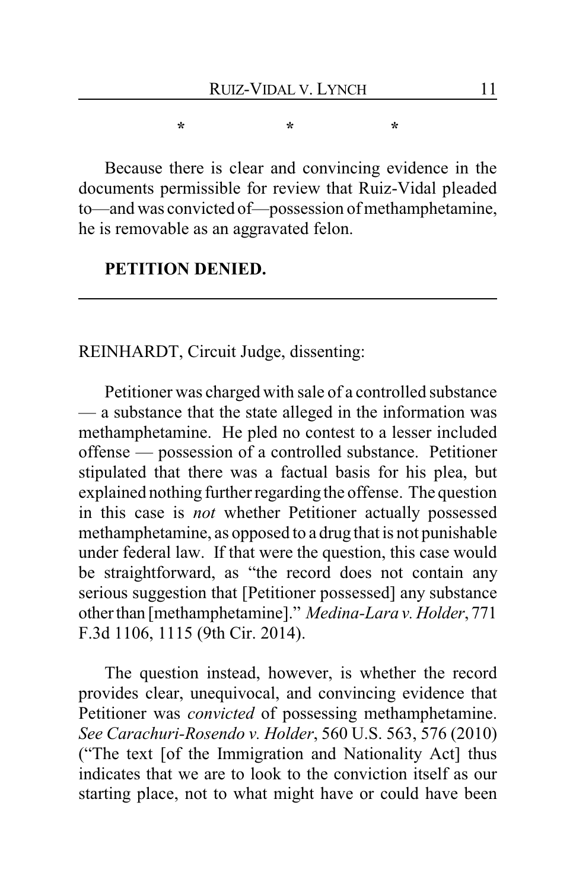\*          \*          \*

Because there is clear and convincing evidence in the documents permissible for review that Ruiz-Vidal pleaded to—and was convicted of—possession of methamphetamine, he is removable as an aggravated felon.

**PETITION DENIED.**

---

REINHARDT, Circuit Judge, dissenting:

Petitioner was charged with sale of a controlled substance — a substance that the state alleged in the information was methamphetamine. He pled no contest to a lesser included offense — possession of a controlled substance. Petitioner stipulated that there was a factual basis for his plea, but explained nothing further regarding the offense. The question in this case is *not* whether Petitioner actually possessed methamphetamine, as opposed to a drug that is not punishable under federal law. If that were the question, this case would be straightforward, as "the record does not contain any serious suggestion that [Petitioner possessed] any substance other than [methamphetamine]." *Medina-Lara v. Holder*, 771 F.3d 1106, 1115 (9th Cir. 2014).

The question instead, however, is whether the record provides clear, unequivocal, and convincing evidence that Petitioner was *convicted* of possessing methamphetamine. *See Carachuri-Rosendo v. Holder*, 560 U.S. 563, 576 (2010) ("The text [of the Immigration and Nationality Act] thus indicates that we are to look to the conviction itself as our starting place, not to what might have or could have been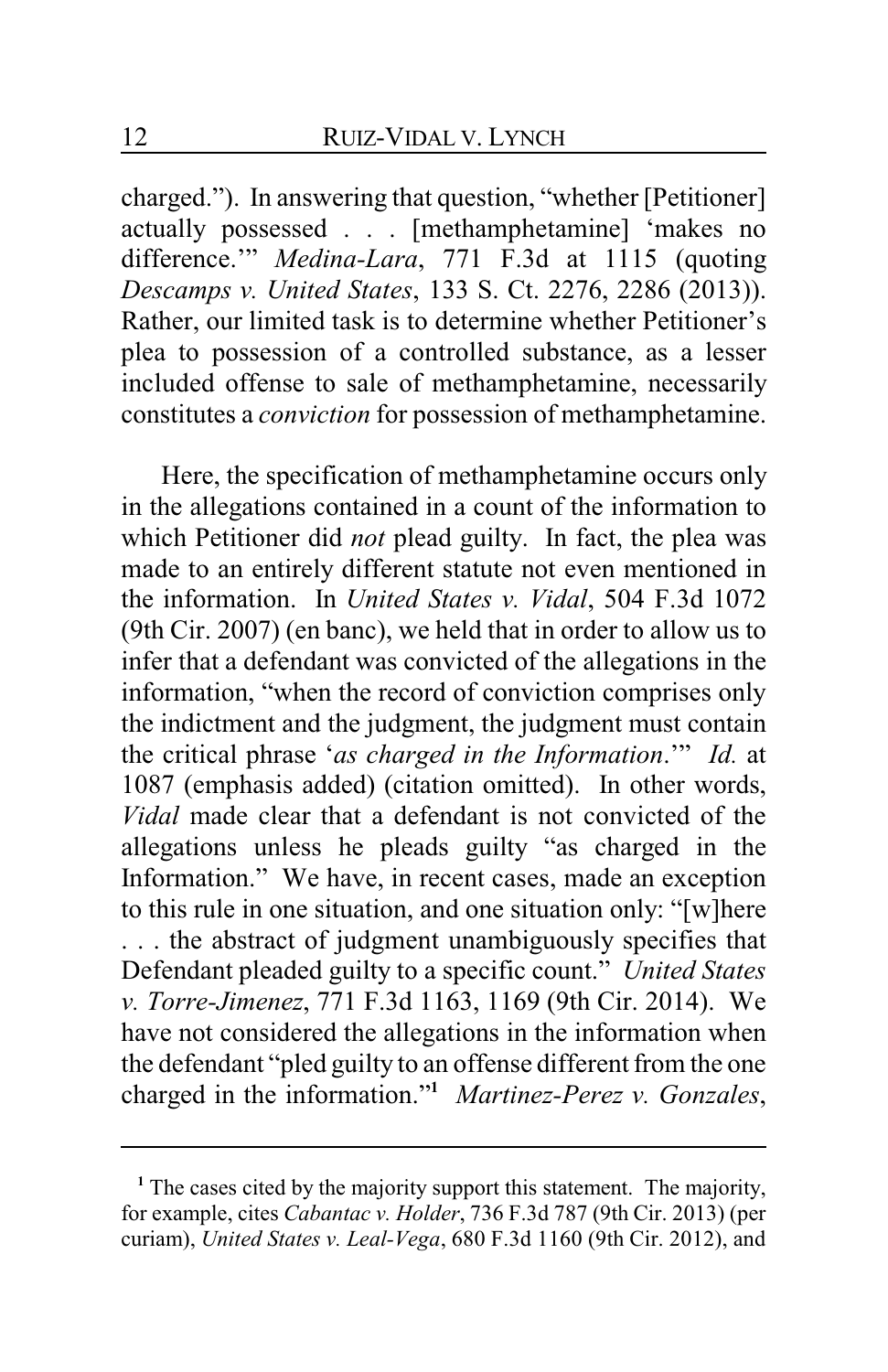charged."). In answering that question, "whether [Petitioner] actually possessed . . . [methamphetamine] 'makes no difference.'" *Medina-Lara*, 771 F.3d at 1115 (quoting *Descamps v. United States*, 133 S. Ct. 2276, 2286 (2013)). Rather, our limited task is to determine whether Petitioner's plea to possession of a controlled substance, as a lesser included offense to sale of methamphetamine, necessarily constitutes a *conviction* for possession of methamphetamine.

Here, the specification of methamphetamine occurs only in the allegations contained in a count of the information to which Petitioner did *not* plead guilty. In fact, the plea was made to an entirely different statute not even mentioned in the information. In *United States v. Vidal*, 504 F.3d 1072 (9th Cir. 2007) (en banc), we held that in order to allow us to infer that a defendant was convicted of the allegations in the information, "when the record of conviction comprises only the indictment and the judgment, the judgment must contain the critical phrase '*as charged in the Information*.'" *Id.* at 1087 (emphasis added) (citation omitted). In other words, *Vidal* made clear that a defendant is not convicted of the allegations unless he pleads guilty "as charged in the Information." We have, in recent cases, made an exception to this rule in one situation, and one situation only: "[w]here . . . the abstract of judgment unambiguously specifies that Defendant pleaded guilty to a specific count." *United States v. Torre-Jimenez*, 771 F.3d 1163, 1169 (9th Cir. 2014). We have not considered the allegations in the information when the defendant "pled guilty to an offense different from the one charged in the information."[1] *Martinez-Perez v. Gonzales*,

[1] The cases cited by the majority support this statement. The majority, for example, cites *Cabantac v. Holder*, 736 F.3d 787 (9th Cir. 2013) (per curiam), *United States v. Leal-Vega*, 680 F.3d 1160 (9th Cir. 2012), and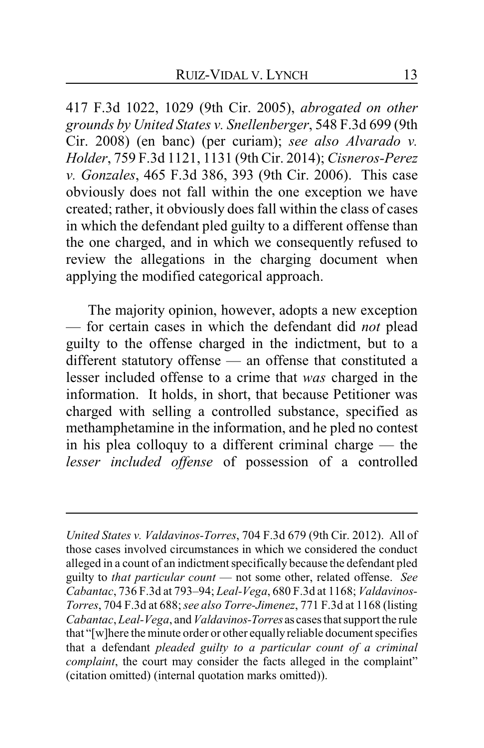417 F.3d 1022, 1029 (9th Cir. 2005), *abrogated on other grounds by United States v. Snellenberger*, 548 F.3d 699 (9th Cir. 2008) (en banc) (per curiam); *see also Alvarado v. Holder*, 759 F.3d 1121, 1131 (9th Cir. 2014); *Cisneros-Perez v. Gonzales*, 465 F.3d 386, 393 (9th Cir. 2006). This case obviously does not fall within the one exception we have created; rather, it obviously does fall within the class of cases in which the defendant pled guilty to a different offense than the one charged, and in which we consequently refused to review the allegations in the charging document when applying the modified categorical approach.

The majority opinion, however, adopts a new exception — for certain cases in which the defendant did *not* plead guilty to the offense charged in the indictment, but to a different statutory offense — an offense that constituted a lesser included offense to a crime that *was* charged in the information. It holds, in short, that because Petitioner was charged with selling a controlled substance, specified as methamphetamine in the information, and he pled no contest in his plea colloquy to a different criminal charge — the *lesser included offense* of possession of a controlled

---

*United States v. Valdavinos-Torres*, 704 F.3d 679 (9th Cir. 2012). All of those cases involved circumstances in which we considered the conduct alleged in a count of an indictment specifically because the defendant pled guilty to *that particular count* — not some other, related offense. *See Cabantac*, 736 F.3d at 793–94; *Leal-Vega*, 680 F.3d at 1168; *Valdavinos-Torres*, 704 F.3d at 688; *see also Torre-Jimenez*, 771 F.3d at 1168 (listing *Cabantac*, *Leal-Vega*, and *Valdavinos-Torres* as cases that support the rule that "[w]here the minute order or other equally reliable document specifies that a defendant *pleaded guilty to a particular count of a criminal complaint*, the court may consider the facts alleged in the complaint" (citation omitted) (internal quotation marks omitted)).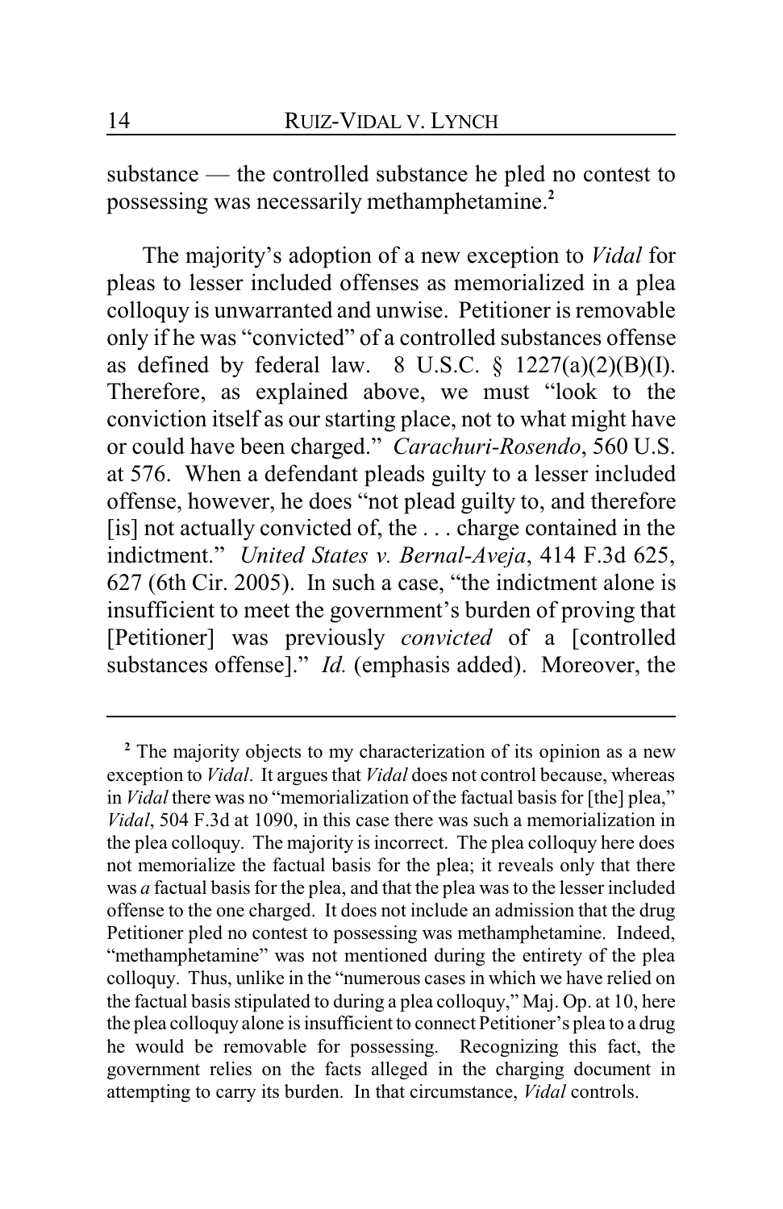substance — the controlled substance he pled no contest to possessing was necessarily methamphetamine.[2]

The majority's adoption of a new exception to *Vidal* for pleas to lesser included offenses as memorialized in a plea colloquy is unwarranted and unwise. Petitioner is removable only if he was "convicted" of a controlled substances offense as defined by federal law. 8 U.S.C. § 1227(a)(2)(B)(I). Therefore, as explained above, we must "look to the conviction itself as our starting place, not to what might have or could have been charged." *Carachuri-Rosendo*, 560 U.S. at 576. When a defendant pleads guilty to a lesser included offense, however, he does "not plead guilty to, and therefore [is] not actually convicted of, the . . . charge contained in the indictment." *United States v. Bernal-Aveja*, 414 F.3d 625, 627 (6th Cir. 2005). In such a case, "the indictment alone is insufficient to meet the government's burden of proving that [Petitioner] was previously *convicted* of a [controlled substances offense]." *Id.* (emphasis added). Moreover, the

---

[2] The majority objects to my characterization of its opinion as a new exception to *Vidal*. It argues that *Vidal* does not control because, whereas in *Vidal* there was no "memorialization of the factual basis for [the] plea," *Vidal*, 504 F.3d at 1090, in this case there was such a memorialization in the plea colloquy. The majority is incorrect. The plea colloquy here does not memorialize the factual basis for the plea; it reveals only that there was *a* factual basis for the plea, and that the plea was to the lesser included offense to the one charged. It does not include an admission that the drug Petitioner pled no contest to possessing was methamphetamine. Indeed, "methamphetamine" was not mentioned during the entirety of the plea colloquy. Thus, unlike in the "numerous cases in which we have relied on the factual basis stipulated to during a plea colloquy," Maj. Op. at 10, here the plea colloquy alone is insufficient to connect Petitioner's plea to a drug he would be removable for possessing. Recognizing this fact, the government relies on the facts alleged in the charging document in attempting to carry its burden. In that circumstance, *Vidal* controls.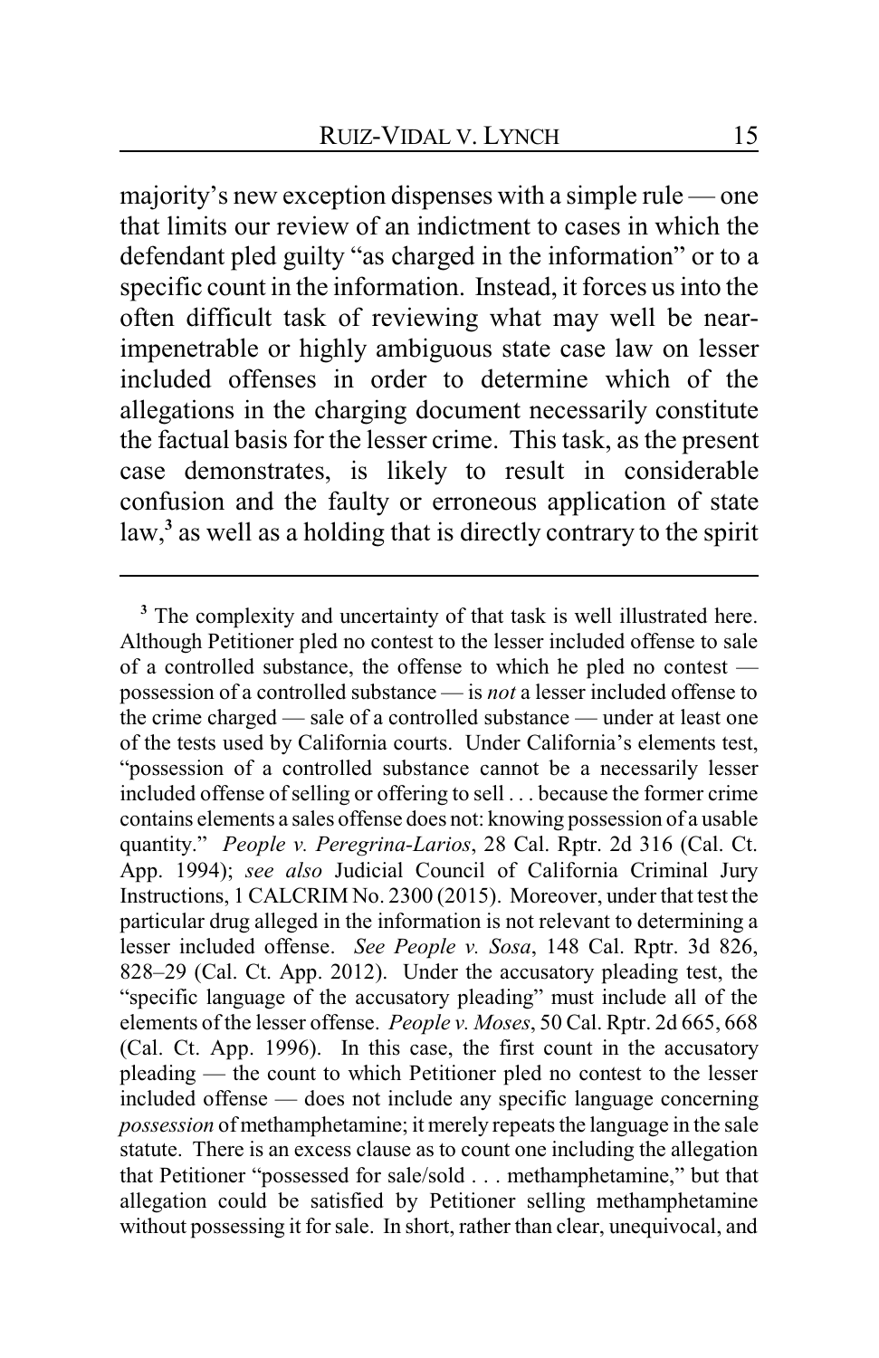majority's new exception dispenses with a simple rule — one that limits our review of an indictment to cases in which the defendant pled guilty "as charged in the information" or to a specific count in the information. Instead, it forces us into the often difficult task of reviewing what may well be near-impenetrable or highly ambiguous state case law on lesser included offenses in order to determine which of the allegations in the charging document necessarily constitute the factual basis for the lesser crime. This task, as the present case demonstrates, is likely to result in considerable confusion and the faulty or erroneous application of state law,[3] as well as a holding that is directly contrary to the spirit

---

[3] The complexity and uncertainty of that task is well illustrated here. Although Petitioner pled no contest to the lesser included offense to sale of a controlled substance, the offense to which he pled no contest — possession of a controlled substance — is *not* a lesser included offense to the crime charged — sale of a controlled substance — under at least one of the tests used by California courts. Under California's elements test, "possession of a controlled substance cannot be a necessarily lesser included offense of selling or offering to sell . . . because the former crime contains elements a sales offense does not: knowing possession of a usable quantity." *People v. Peregrina-Larios*, 28 Cal. Rptr. 2d 316 (Cal. Ct. App. 1994); *see also* Judicial Council of California Criminal Jury Instructions, 1 CALCRIM No. 2300 (2015). Moreover, under that test the particular drug alleged in the information is not relevant to determining a lesser included offense. *See People v. Sosa*, 148 Cal. Rptr. 3d 826, 828–29 (Cal. Ct. App. 2012). Under the accusatory pleading test, the "specific language of the accusatory pleading" must include all of the elements of the lesser offense. *People v. Moses*, 50 Cal. Rptr. 2d 665, 668 (Cal. Ct. App. 1996). In this case, the first count in the accusatory pleading — the count to which Petitioner pled no contest to the lesser included offense — does not include any specific language concerning *possession* of methamphetamine; it merely repeats the language in the sale statute. There is an excess clause as to count one including the allegation that Petitioner "possessed for sale/sold . . . methamphetamine," but that allegation could be satisfied by Petitioner selling methamphetamine without possessing it for sale. In short, rather than clear, unequivocal, and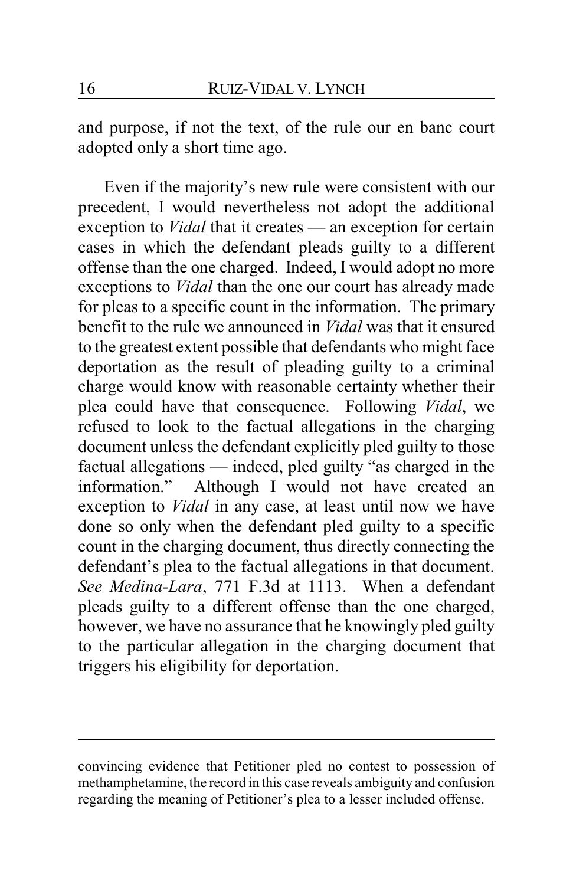and purpose, if not the text, of the rule our en banc court adopted only a short time ago.

Even if the majority's new rule were consistent with our precedent, I would nevertheless not adopt the additional exception to *Vidal* that it creates — an exception for certain cases in which the defendant pleads guilty to a different offense than the one charged. Indeed, I would adopt no more exceptions to *Vidal* than the one our court has already made for pleas to a specific count in the information. The primary benefit to the rule we announced in *Vidal* was that it ensured to the greatest extent possible that defendants who might face deportation as the result of pleading guilty to a criminal charge would know with reasonable certainty whether their plea could have that consequence. Following *Vidal*, we refused to look to the factual allegations in the charging document unless the defendant explicitly pled guilty to those factual allegations — indeed, pled guilty "as charged in the information." Although I would not have created an exception to *Vidal* in any case, at least until now we have done so only when the defendant pled guilty to a specific count in the charging document, thus directly connecting the defendant's plea to the factual allegations in that document. *See Medina-Lara*, 771 F.3d at 1113. When a defendant pleads guilty to a different offense than the one charged, however, we have no assurance that he knowingly pled guilty to the particular allegation in the charging document that triggers his eligibility for deportation.

---

convincing evidence that Petitioner pled no contest to possession of methamphetamine, the record in this case reveals ambiguity and confusion regarding the meaning of Petitioner's plea to a lesser included offense.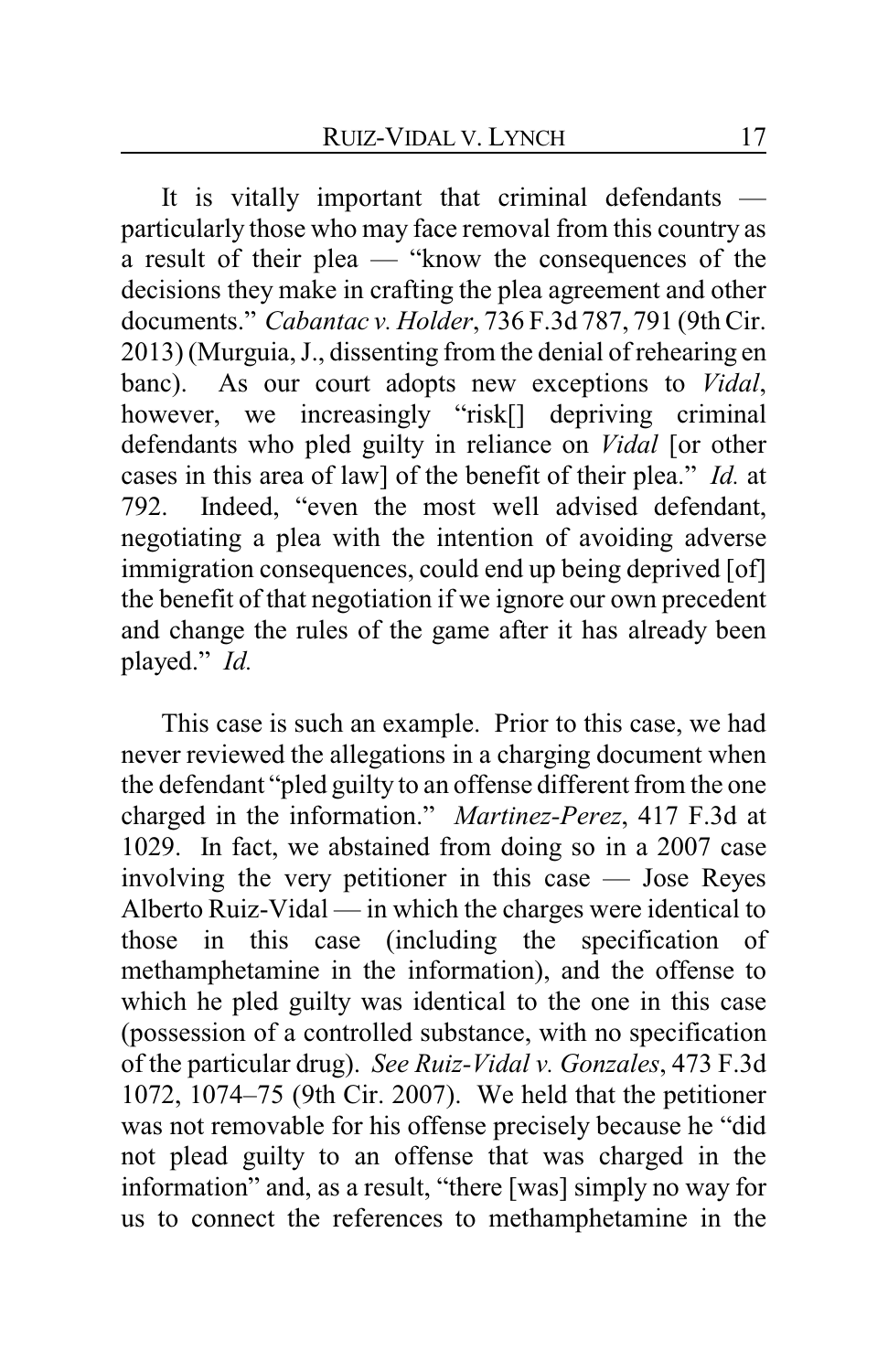It is vitally important that criminal defendants — particularly those who may face removal from this country as a result of their plea — "know the consequences of the decisions they make in crafting the plea agreement and other documents." *Cabantac v. Holder*, 736 F.3d 787, 791 (9th Cir. 2013) (Murguia, J., dissenting from the denial of rehearing en banc). As our court adopts new exceptions to *Vidal*, however, we increasingly "risk[] depriving criminal defendants who pled guilty in reliance on *Vidal* [or other cases in this area of law] of the benefit of their plea." *Id.* at 792. Indeed, "even the most well advised defendant, negotiating a plea with the intention of avoiding adverse immigration consequences, could end up being deprived [of] the benefit of that negotiation if we ignore our own precedent and change the rules of the game after it has already been played." *Id.*

This case is such an example. Prior to this case, we had never reviewed the allegations in a charging document when the defendant "pled guilty to an offense different from the one charged in the information." *Martinez-Perez*, 417 F.3d at 1029. In fact, we abstained from doing so in a 2007 case involving the very petitioner in this case — Jose Reyes Alberto Ruiz-Vidal — in which the charges were identical to those in this case (including the specification of methamphetamine in the information), and the offense to which he pled guilty was identical to the one in this case (possession of a controlled substance, with no specification of the particular drug). *See Ruiz-Vidal v. Gonzales*, 473 F.3d 1072, 1074–75 (9th Cir. 2007). We held that the petitioner was not removable for his offense precisely because he "did not plead guilty to an offense that was charged in the information" and, as a result, "there [was] simply no way for us to connect the references to methamphetamine in the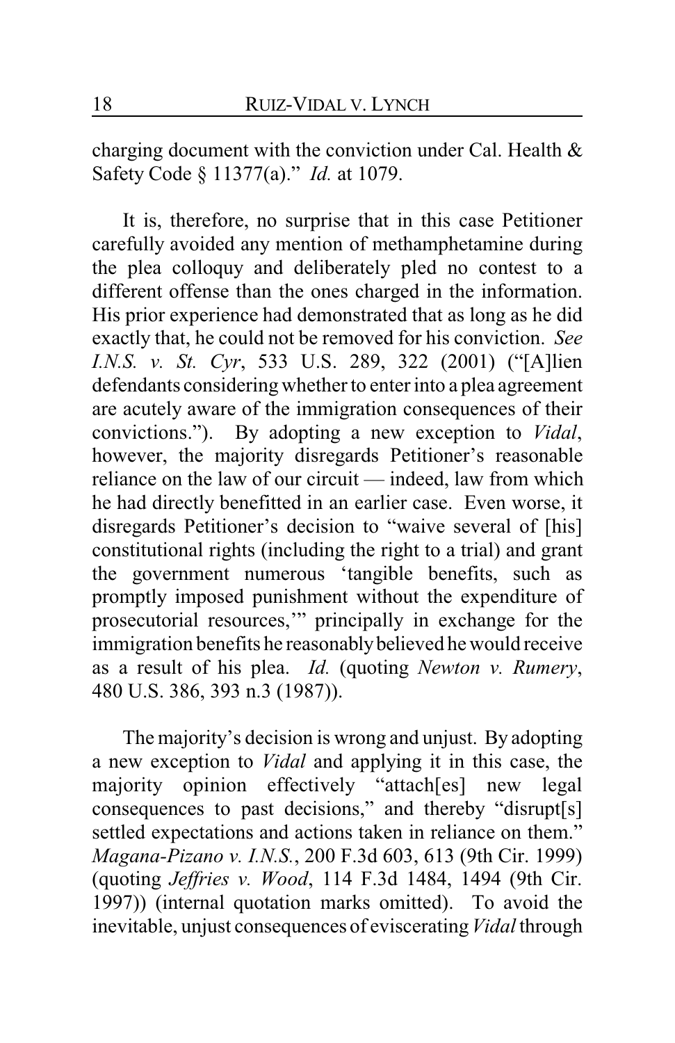charging document with the conviction under Cal. Health & Safety Code § 11377(a)." *Id.* at 1079.

It is, therefore, no surprise that in this case Petitioner carefully avoided any mention of methamphetamine during the plea colloquy and deliberately pled no contest to a different offense than the ones charged in the information. His prior experience had demonstrated that as long as he did exactly that, he could not be removed for his conviction. *See I.N.S. v. St. Cyr*, 533 U.S. 289, 322 (2001) ("[A]lien defendants considering whether to enter into a plea agreement are acutely aware of the immigration consequences of their convictions."). By adopting a new exception to *Vidal*, however, the majority disregards Petitioner's reasonable reliance on the law of our circuit — indeed, law from which he had directly benefitted in an earlier case. Even worse, it disregards Petitioner's decision to "waive several of [his] constitutional rights (including the right to a trial) and grant the government numerous 'tangible benefits, such as promptly imposed punishment without the expenditure of prosecutorial resources,'" principally in exchange for the immigration benefits he reasonably believed he would receive as a result of his plea. *Id.* (quoting *Newton v. Rumery*, 480 U.S. 386, 393 n.3 (1987)).

The majority's decision is wrong and unjust. By adopting a new exception to *Vidal* and applying it in this case, the majority opinion effectively "attach[es] new legal consequences to past decisions," and thereby "disrupt[s] settled expectations and actions taken in reliance on them." *Magana-Pizano v. I.N.S.*, 200 F.3d 603, 613 (9th Cir. 1999) (quoting *Jeffries v. Wood*, 114 F.3d 1484, 1494 (9th Cir. 1997)) (internal quotation marks omitted). To avoid the inevitable, unjust consequences of eviscerating *Vidal* through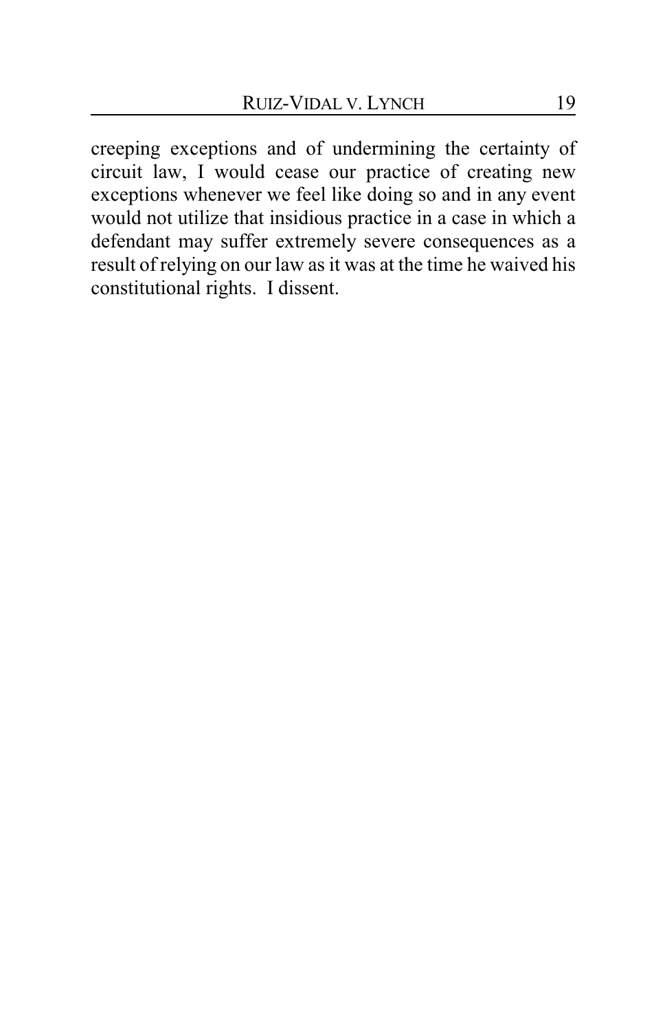creeping exceptions and of undermining the certainty of circuit law, I would cease our practice of creating new exceptions whenever we feel like doing so and in any event would not utilize that insidious practice in a case in which a defendant may suffer extremely severe consequences as a result of relying on our law as it was at the time he waived his constitutional rights. I dissent.